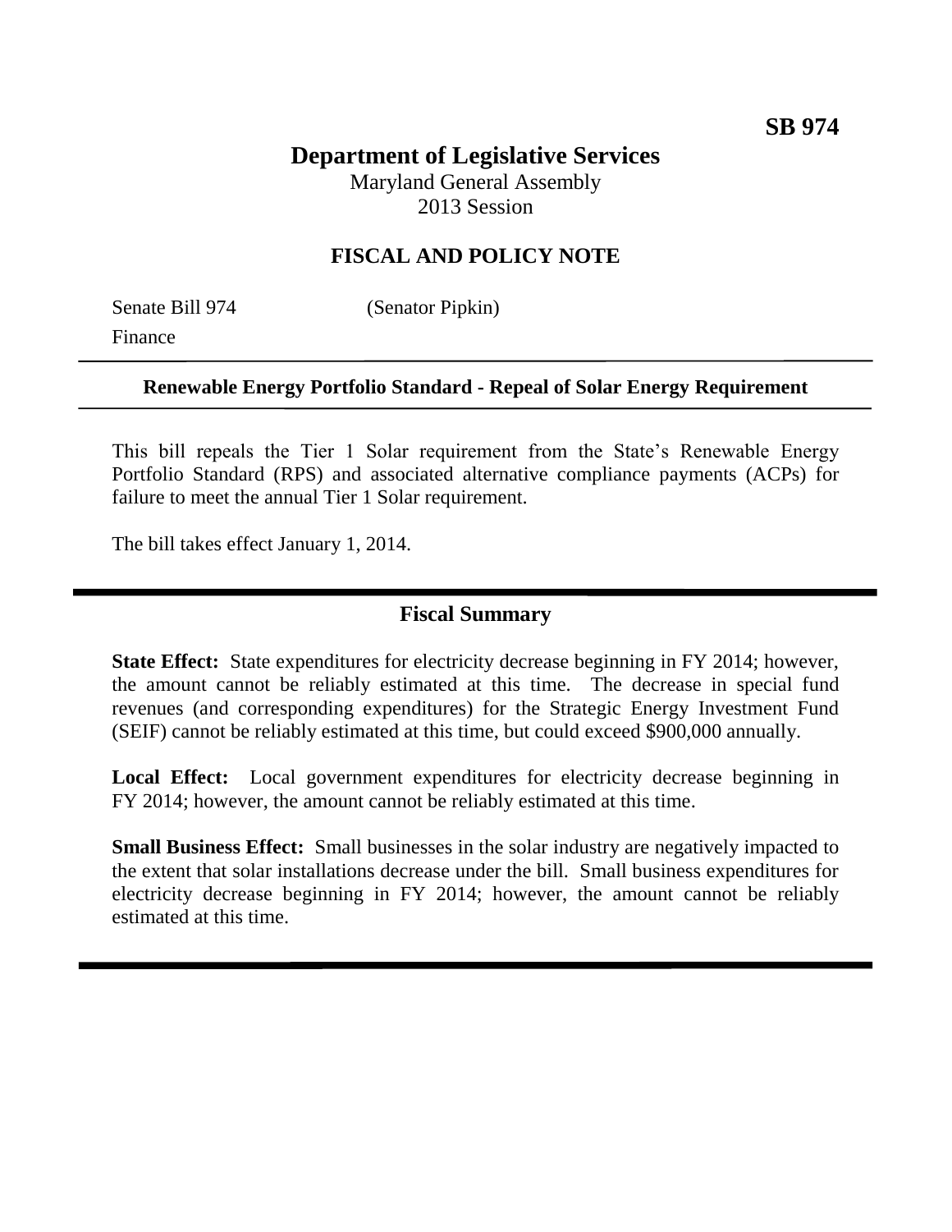**SB 974**

# Department of Legislative Services

Maryland General Assembly
2013 Session

## FISCAL AND POLICY NOTE

Senate Bill 974 (Senator Pipkin)
Finance

**Renewable Energy Portfolio Standard - Repeal of Solar Energy Requirement**

This bill repeals the Tier 1 Solar requirement from the State's Renewable Energy Portfolio Standard (RPS) and associated alternative compliance payments (ACPs) for failure to meet the annual Tier 1 Solar requirement.

The bill takes effect January 1, 2014.

## Fiscal Summary

**State Effect:** State expenditures for electricity decrease beginning in FY 2014; however, the amount cannot be reliably estimated at this time. The decrease in special fund revenues (and corresponding expenditures) for the Strategic Energy Investment Fund (SEIF) cannot be reliably estimated at this time, but could exceed $900,000 annually.

**Local Effect:** Local government expenditures for electricity decrease beginning in FY 2014; however, the amount cannot be reliably estimated at this time.

**Small Business Effect:** Small businesses in the solar industry are negatively impacted to the extent that solar installations decrease under the bill. Small business expenditures for electricity decrease beginning in FY 2014; however, the amount cannot be reliably estimated at this time.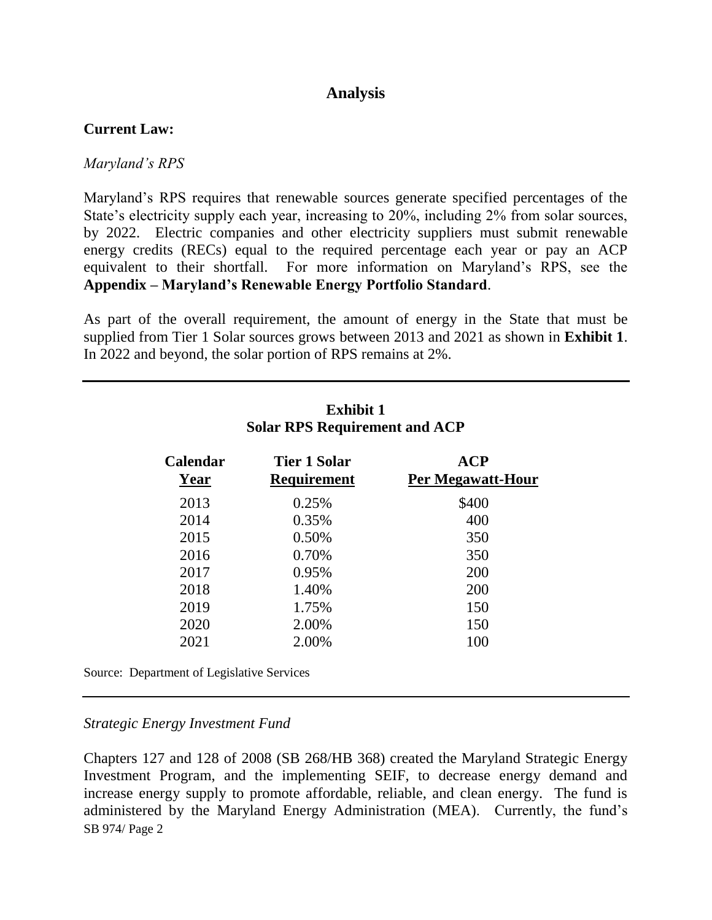# Analysis

**Current Law:**

*Maryland's RPS*

Maryland's RPS requires that renewable sources generate specified percentages of the State's electricity supply each year, increasing to 20%, including 2% from solar sources, by 2022. Electric companies and other electricity suppliers must submit renewable energy credits (RECs) equal to the required percentage each year or pay an ACP equivalent to their shortfall. For more information on Maryland's RPS, see the **Appendix – Maryland's Renewable Energy Portfolio Standard**.

As part of the overall requirement, the amount of energy in the State that must be supplied from Tier 1 Solar sources grows between 2013 and 2021 as shown in **Exhibit 1**. In 2022 and beyond, the solar portion of RPS remains at 2%.

**Exhibit 1**
**Solar RPS Requirement and ACP**

| Calendar Year | Tier 1 Solar Requirement | ACP Per Megawatt-Hour |
|---|---|---|
| 2013 | 0.25% | $400 |
| 2014 | 0.35% | 400 |
| 2015 | 0.50% | 350 |
| 2016 | 0.70% | 350 |
| 2017 | 0.95% | 200 |
| 2018 | 1.40% | 200 |
| 2019 | 1.75% | 150 |
| 2020 | 2.00% | 150 |
| 2021 | 2.00% | 100 |

Source: Department of Legislative Services

*Strategic Energy Investment Fund*

Chapters 127 and 128 of 2008 (SB 268/HB 368) created the Maryland Strategic Energy Investment Program, and the implementing SEIF, to decrease energy demand and increase energy supply to promote affordable, reliable, and clean energy. The fund is administered by the Maryland Energy Administration (MEA). Currently, the fund's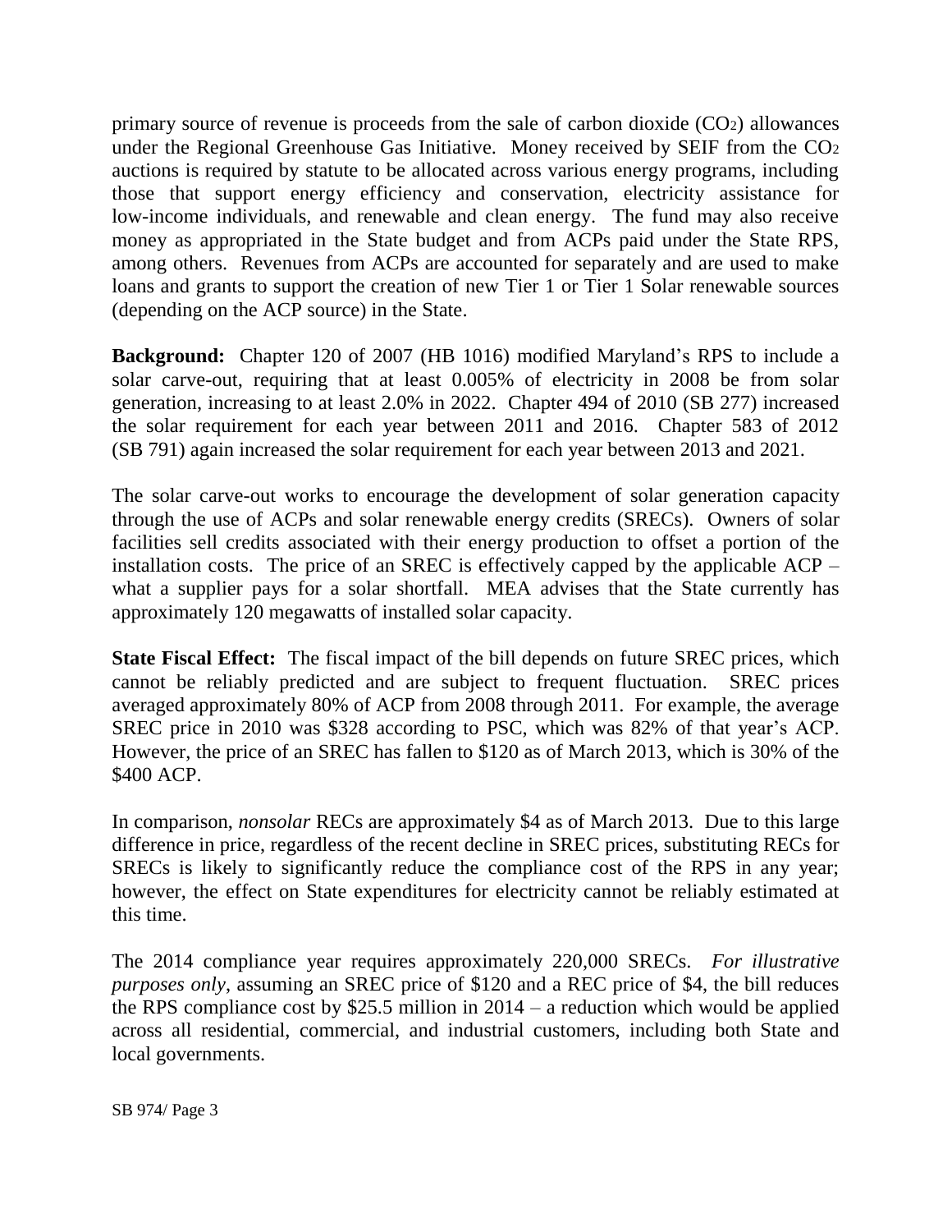primary source of revenue is proceeds from the sale of carbon dioxide ($CO_2$) allowances under the Regional Greenhouse Gas Initiative. Money received by SEIF from the $CO_2$ auctions is required by statute to be allocated across various energy programs, including those that support energy efficiency and conservation, electricity assistance for low-income individuals, and renewable and clean energy. The fund may also receive money as appropriated in the State budget and from ACPs paid under the State RPS, among others. Revenues from ACPs are accounted for separately and are used to make loans and grants to support the creation of new Tier 1 or Tier 1 Solar renewable sources (depending on the ACP source) in the State.

**Background:** Chapter 120 of 2007 (HB 1016) modified Maryland's RPS to include a solar carve-out, requiring that at least 0.005% of electricity in 2008 be from solar generation, increasing to at least 2.0% in 2022. Chapter 494 of 2010 (SB 277) increased the solar requirement for each year between 2011 and 2016. Chapter 583 of 2012 (SB 791) again increased the solar requirement for each year between 2013 and 2021.

The solar carve-out works to encourage the development of solar generation capacity through the use of ACPs and solar renewable energy credits (SRECs). Owners of solar facilities sell credits associated with their energy production to offset a portion of the installation costs. The price of an SREC is effectively capped by the applicable ACP – what a supplier pays for a solar shortfall. MEA advises that the State currently has approximately 120 megawatts of installed solar capacity.

**State Fiscal Effect:** The fiscal impact of the bill depends on future SREC prices, which cannot be reliably predicted and are subject to frequent fluctuation. SREC prices averaged approximately 80% of ACP from 2008 through 2011. For example, the average SREC price in 2010 was $328 according to PSC, which was 82% of that year's ACP. However, the price of an SREC has fallen to $120 as of March 2013, which is 30% of the $400 ACP.

In comparison, *nonsolar* RECs are approximately $4 as of March 2013. Due to this large difference in price, regardless of the recent decline in SREC prices, substituting RECs for SRECs is likely to significantly reduce the compliance cost of the RPS in any year; however, the effect on State expenditures for electricity cannot be reliably estimated at this time.

The 2014 compliance year requires approximately 220,000 SRECs. *For illustrative purposes only*, assuming an SREC price of $120 and a REC price of $4, the bill reduces the RPS compliance cost by $25.5 million in 2014 – a reduction which would be applied across all residential, commercial, and industrial customers, including both State and local governments.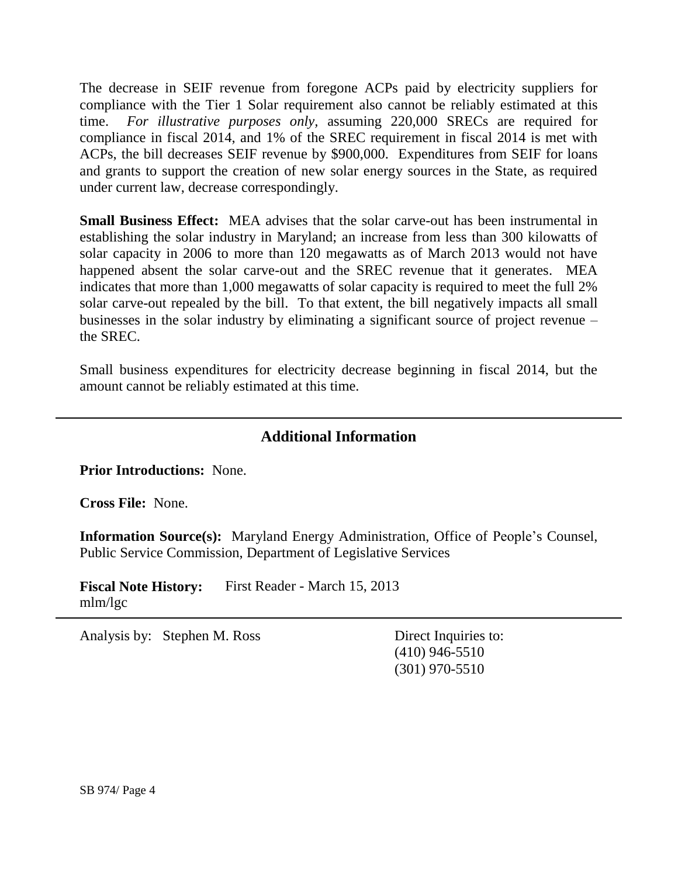The decrease in SEIF revenue from foregone ACPs paid by electricity suppliers for compliance with the Tier 1 Solar requirement also cannot be reliably estimated at this time. *For illustrative purposes only,* assuming 220,000 SRECs are required for compliance in fiscal 2014, and 1% of the SREC requirement in fiscal 2014 is met with ACPs, the bill decreases SEIF revenue by $900,000. Expenditures from SEIF for loans and grants to support the creation of new solar energy sources in the State, as required under current law, decrease correspondingly.

**Small Business Effect:** MEA advises that the solar carve-out has been instrumental in establishing the solar industry in Maryland; an increase from less than 300 kilowatts of solar capacity in 2006 to more than 120 megawatts as of March 2013 would not have happened absent the solar carve-out and the SREC revenue that it generates. MEA indicates that more than 1,000 megawatts of solar capacity is required to meet the full 2% solar carve-out repealed by the bill. To that extent, the bill negatively impacts all small businesses in the solar industry by eliminating a significant source of project revenue – the SREC.

Small business expenditures for electricity decrease beginning in fiscal 2014, but the amount cannot be reliably estimated at this time.

## Additional Information

**Prior Introductions:** None.

**Cross File:** None.

**Information Source(s):** Maryland Energy Administration, Office of People's Counsel, Public Service Commission, Department of Legislative Services

**Fiscal Note History:** First Reader - March 15, 2013
mlm/lgc

Analysis by: Stephen M. Ross

Direct Inquiries to:
(410) 946-5510
(301) 970-5510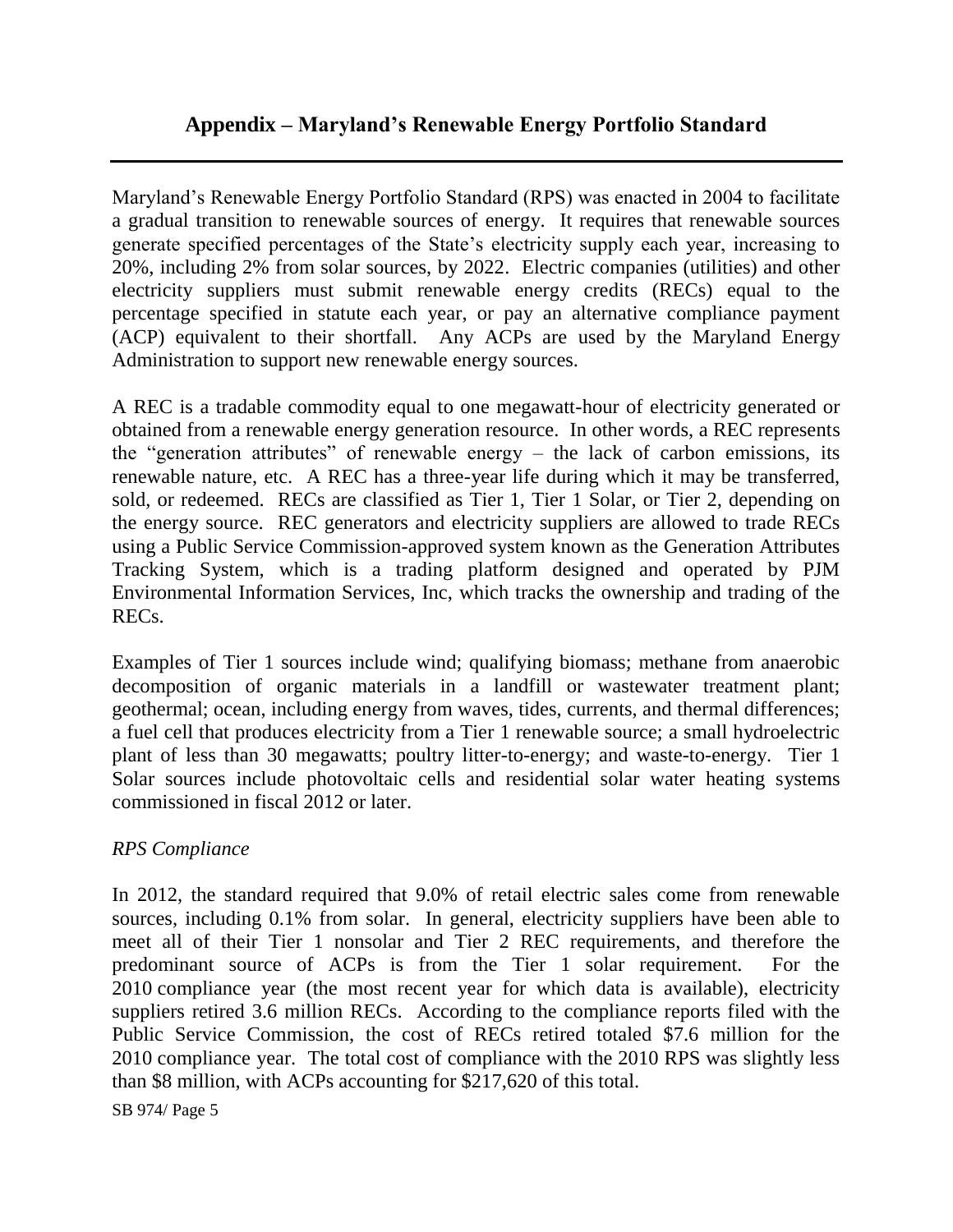## Appendix – Maryland's Renewable Energy Portfolio Standard

Maryland's Renewable Energy Portfolio Standard (RPS) was enacted in 2004 to facilitate a gradual transition to renewable sources of energy. It requires that renewable sources generate specified percentages of the State's electricity supply each year, increasing to 20%, including 2% from solar sources, by 2022. Electric companies (utilities) and other electricity suppliers must submit renewable energy credits (RECs) equal to the percentage specified in statute each year, or pay an alternative compliance payment (ACP) equivalent to their shortfall. Any ACPs are used by the Maryland Energy Administration to support new renewable energy sources.

A REC is a tradable commodity equal to one megawatt-hour of electricity generated or obtained from a renewable energy generation resource. In other words, a REC represents the "generation attributes" of renewable energy – the lack of carbon emissions, its renewable nature, etc. A REC has a three-year life during which it may be transferred, sold, or redeemed. RECs are classified as Tier 1, Tier 1 Solar, or Tier 2, depending on the energy source. REC generators and electricity suppliers are allowed to trade RECs using a Public Service Commission-approved system known as the Generation Attributes Tracking System, which is a trading platform designed and operated by PJM Environmental Information Services, Inc, which tracks the ownership and trading of the RECs.

Examples of Tier 1 sources include wind; qualifying biomass; methane from anaerobic decomposition of organic materials in a landfill or wastewater treatment plant; geothermal; ocean, including energy from waves, tides, currents, and thermal differences; a fuel cell that produces electricity from a Tier 1 renewable source; a small hydroelectric plant of less than 30 megawatts; poultry litter-to-energy; and waste-to-energy. Tier 1 Solar sources include photovoltaic cells and residential solar water heating systems commissioned in fiscal 2012 or later.

*RPS Compliance*

In 2012, the standard required that 9.0% of retail electric sales come from renewable sources, including 0.1% from solar. In general, electricity suppliers have been able to meet all of their Tier 1 nonsolar and Tier 2 REC requirements, and therefore the predominant source of ACPs is from the Tier 1 solar requirement. For the 2010 compliance year (the most recent year for which data is available), electricity suppliers retired 3.6 million RECs. According to the compliance reports filed with the Public Service Commission, the cost of RECs retired totaled $7.6 million for the 2010 compliance year. The total cost of compliance with the 2010 RPS was slightly less than $8 million, with ACPs accounting for $217,620 of this total.